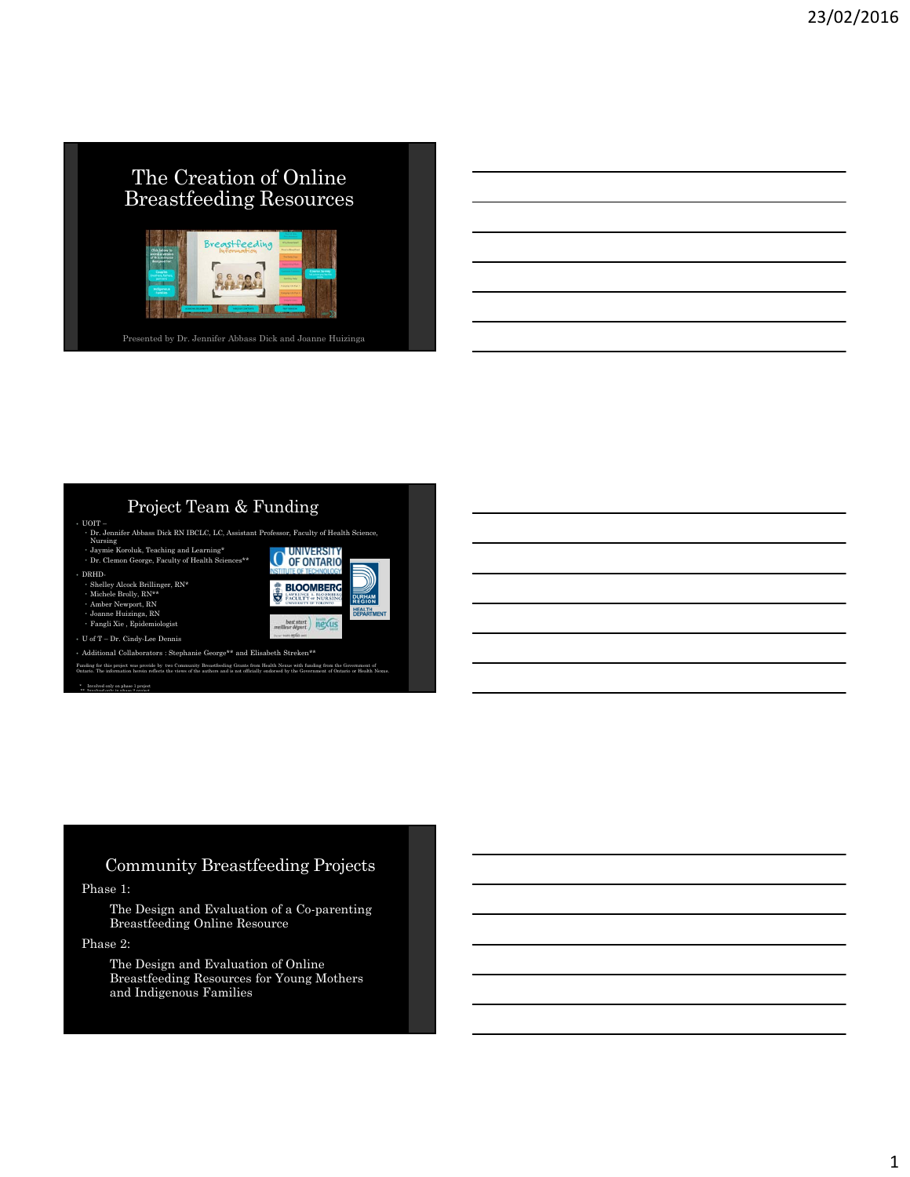# The Creation of Online Breastfeeding Resources

Presented by Dr. Jennifer Abbass Dick and Joanne Huizinga

## Project Team & Funding

- UOIT –
  - Dr. Jennifer Abbass Dick RN IBCLC, LC, Assistant Professor, Faculty of Health Science, Nursing
  - Jaymie Koroluk, Teaching and Learning*
  - Dr. Clemon George, Faculty of Health Sciences**
- DRHD-
  - Shelley Alcock Brillinger, RN*
  - Michele Brolly, RN**
  - Amber Newport, RN
  - Joanne Huizinga, RN
  - Fangli Xie , Epidemiologist
- U of T – Dr. Cindy-Lee Dennis
- Additional Collaborators : Stephanie George** and Elisabeth Streken**

Funding for this project was provide by two Community Breastfeeding Grants from Health Nexus with funding from the Government of Ontario. The information herein reflects the views of the authors and is not officially endorsed by the Government of Ontario or Health Nexus.

\* Involved only on phase 1 project
\*\* Involved only in phase 2 project

## Community Breastfeeding Projects

Phase 1:

The Design and Evaluation of a Co-parenting Breastfeeding Online Resource

Phase 2:

The Design and Evaluation of Online Breastfeeding Resources for Young Mothers and Indigenous Families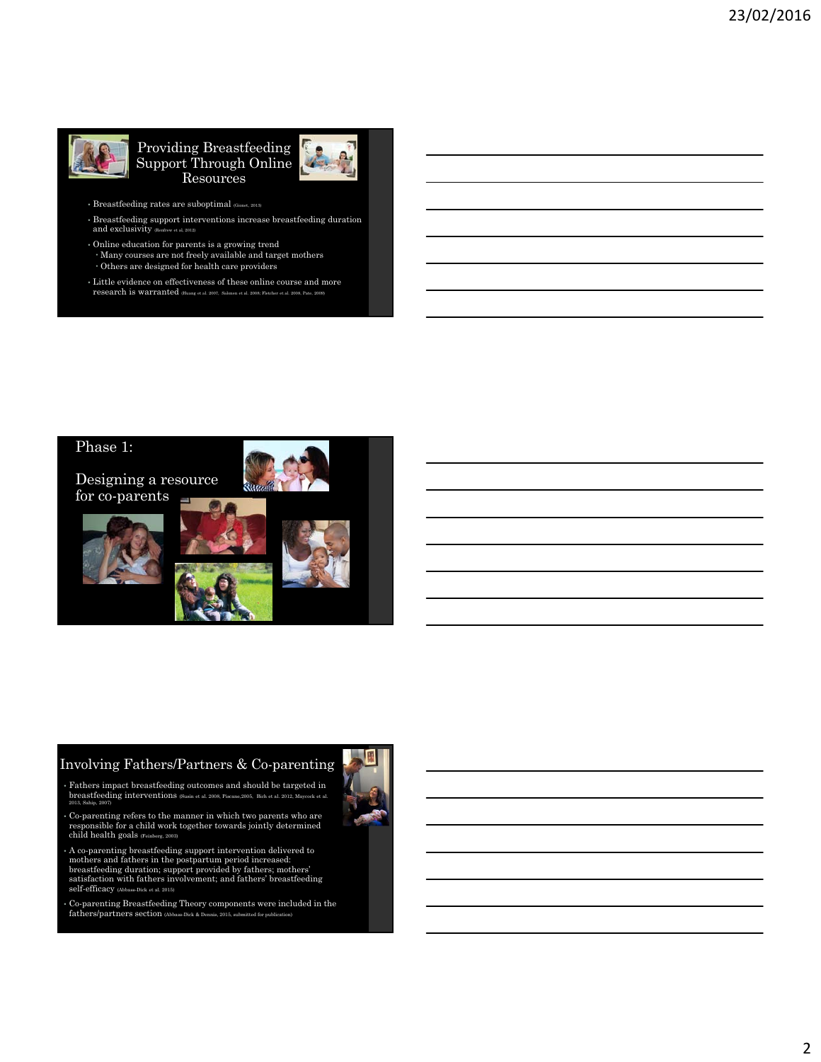## Providing Breastfeeding Support Through Online Resources

- Breastfeeding rates are suboptimal (Gionet, 2013)
- Breastfeeding support interventions increase breastfeeding duration and exclusivity (Renfrew et al, 2012)
- Online education for parents is a growing trend
  - Many courses are not freely available and target mothers
  - Others are designed for health care providers
- Little evidence on effectiveness of these online course and more research is warranted (Huang et al. 2007, Salonen et al. 2008; Fletcher et al. 2008, Pate, 2009)

## Phase 1:

## Designing a resource for co-parents

## Involving Fathers/Partners & Co-parenting

- Fathers impact breastfeeding outcomes and should be targeted in breastfeeding interventions (Susin et al. 2008, Pisacane,2005, Bich et al. 2012, Maycock et al. 2013, Sahip, 2007)
- Co-parenting refers to the manner in which two parents who are responsible for a child work together towards jointly determined child health goals (Feinberg, 2003)
- A co-parenting breastfeeding support intervention delivered to mothers and fathers in the postpartum period increased: breastfeeding duration; support provided by fathers; mothers' satisfaction with fathers involvement; and fathers' breastfeeding self-efficacy (Abbass-Dick et al. 2015)
- Co-parenting Breastfeeding Theory components were included in the fathers/partners section (Abbass-Dick & Dennis, 2015, submitted for publication)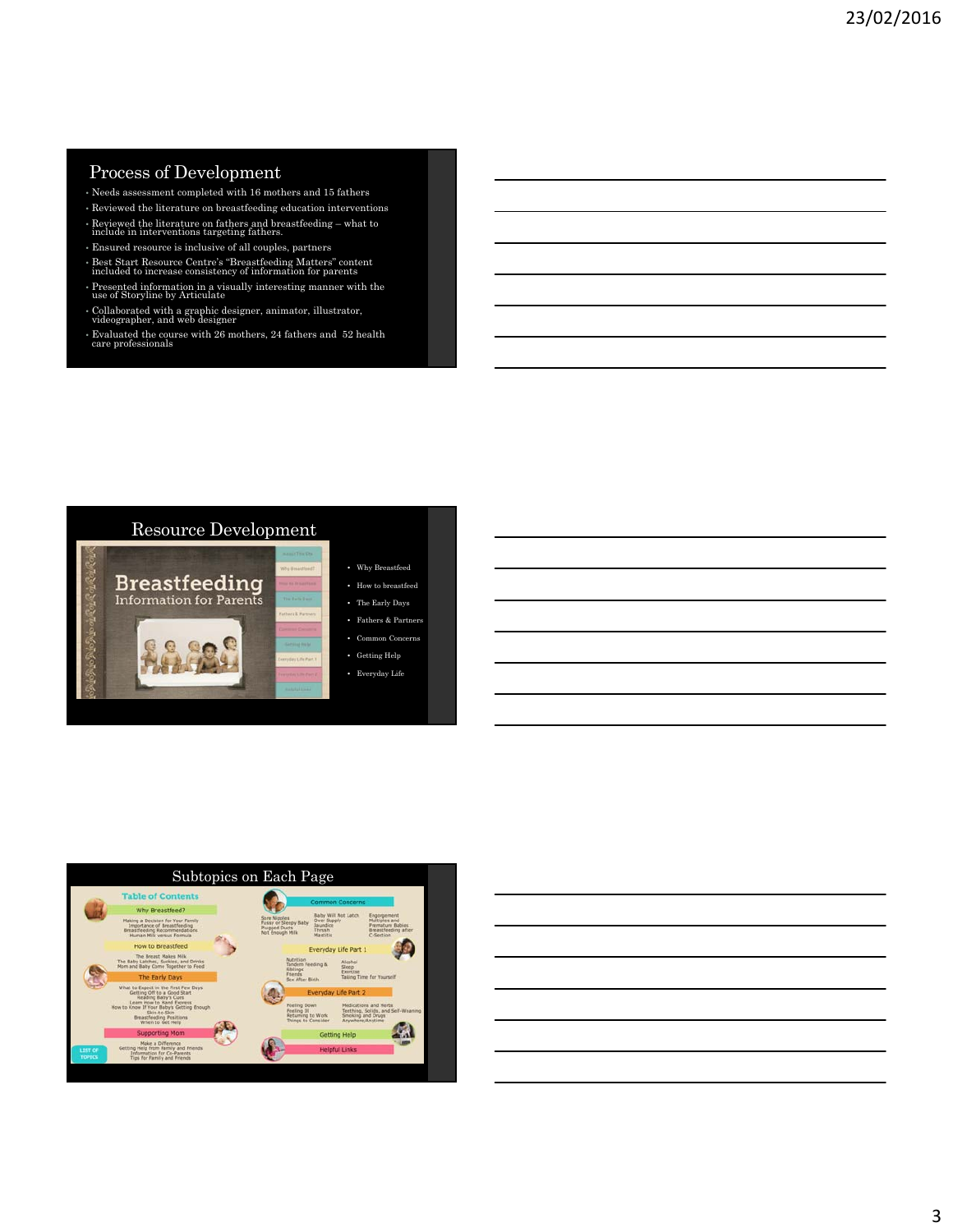## Process of Development

- Needs assessment completed with 16 mothers and 15 fathers
- Reviewed the literature on breastfeeding education interventions
- Reviewed the literature on fathers and breastfeeding – what to include in interventions targeting fathers.
- Ensured resource is inclusive of all couples, partners
- Best Start Resource Centre's "Breastfeeding Matters" content included to increase consistency of information for parents
- Presented information in a visually interesting manner with the use of Storyline by Articulate
- Collaborated with a graphic designer, animator, illustrator, videographer, and web designer
- Evaluated the course with 26 mothers, 24 fathers and 52 health care professionals

## Resource Development

Breastfeeding Information for Parents

- Why Breastfeed
- How to breastfeed
- The Early Days
- Fathers & Partners
- Common Concerns
- Getting Help
- Everyday Life

## Subtopics on Each Page

**Table of Contents**

**Why Breastfeed?**
Making a Decision for Your Family
Importance of Breastfeeding
Breastfeeding Recommendations
Human Milk versus Formula

**How to Breastfeed**
The Breast Makes Milk
The Baby Latches, Suckles, and Drinks
Mom and Baby Come Together to Feed

**The Early Days**
What to Expect in the First Few Days
Getting Off to a Good Start
Reading Baby's Cues
Learn How to Hand Express
How to Know If Your Baby's Getting Enough
Skin-to-Skin
Breastfeeding Positions
When to Get Help

**Supporting Mom**
Make a Difference
Getting Help from Family and Friends
Information for Co-Parents
Tips for Family and Friends

**Common Concerns**
Sore Nipples, Fussy or Sleepy Baby, Plugged Ducts, Not Enough Milk, Baby Will Not Latch, Over Supply, Jaundice, Thrush, Mastitis, Engorgement, Multiples and Premature Babies, Breastfeeding after C-Section

**Everyday Life Part 1**
Nutrition, Tandem Feeding & Siblings, Friends, Sex After Birth, Alcohol, Sleep, Exercise, Taking Time for Yourself

**Everyday Life Part 2**
Feeling Down, Feeling Ill, Returning to Work, Things to Consider, Medications and Herbs, Teething, Solids, and Self-Weaning, Smoking and Drugs, Anywhere/Anytime

**Getting Help**

**Helpful Links**

LIST OF TOPICS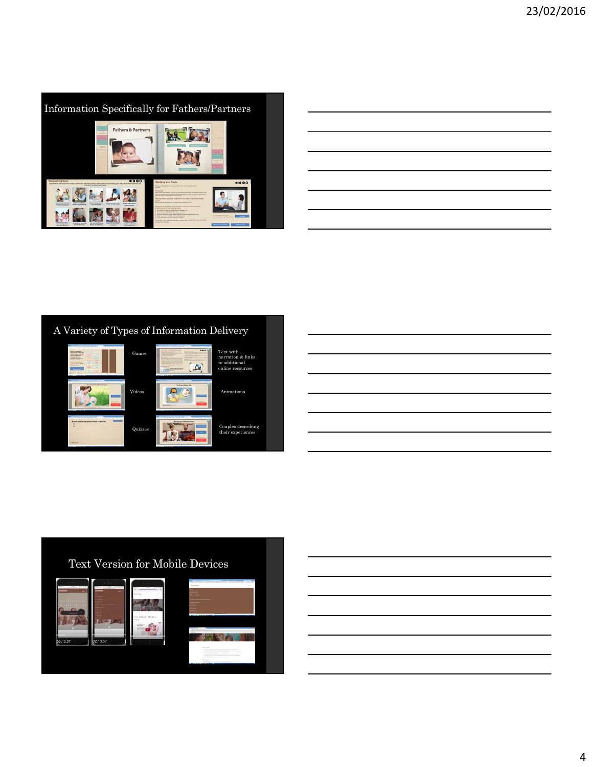## Information Specifically for Fathers/Partners

## A Variety of Types of Information Delivery

- Games
- Text with narration & links to additional online resources
- Videos
- Animations
- Quizzes
- Couples describing their experiences

## Text Version for Mobile Devices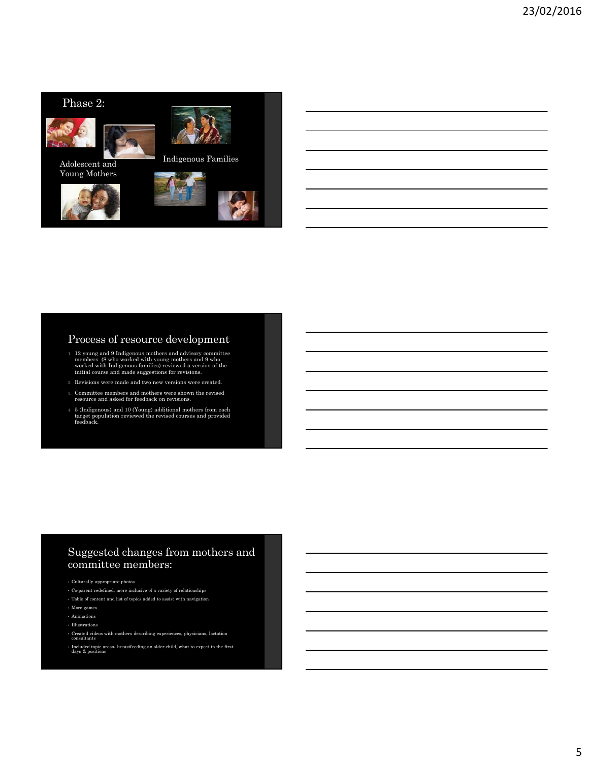## Phase 2:

Adolescent and Young Mothers

Indigenous Families

## Process of resource development

1. 12 young and 9 Indigenous mothers and advisory committee members (8 who worked with young mothers and 9 who worked with Indigenous families) reviewed a version of the initial course and made suggestions for revisions.
2. Revisions were made and two new versions were created.
3. Committee members and mothers were shown the revised resource and asked for feedback on revisions.
4. 5 (Indigenous) and 10 (Young) additional mothers from each target population reviewed the revised courses and provided feedback.

## Suggested changes from mothers and committee members:

- Culturally appropriate photos
- Co-parent redefined, more inclusive of a variety of relationships
- Table of content and list of topics added to assist with navigation
- More games
- Animations
- Illustrations
- Created videos with mothers describing experiences, physicians, lactation consultants
- Included topic areas- breastfeeding an older child, what to expect in the first days & positions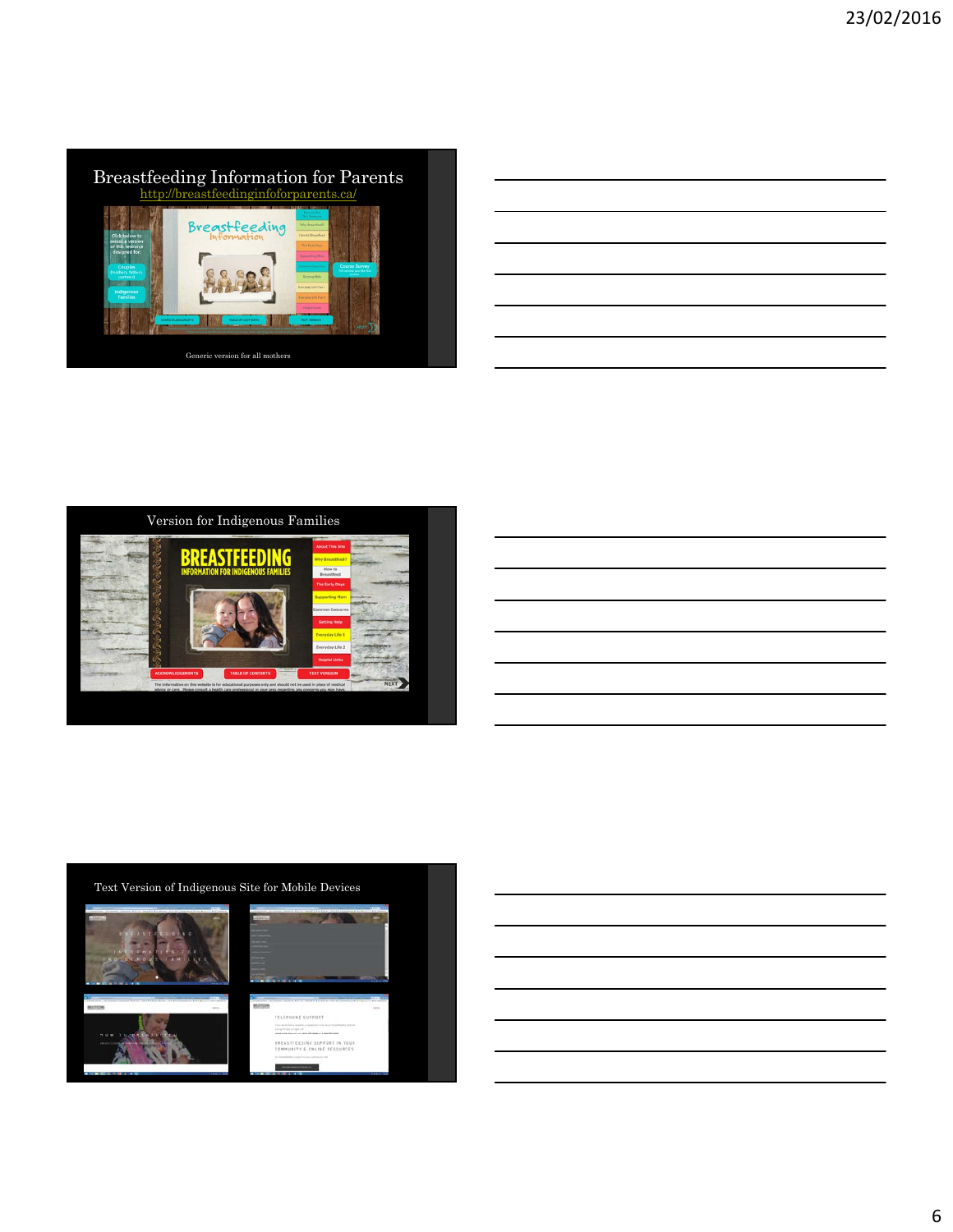## Breastfeeding Information for Parents

http://breastfeedinginfoforparents.ca/

Generic version for all mothers

## Version for Indigenous Families

## Text Version of Indigenous Site for Mobile Devices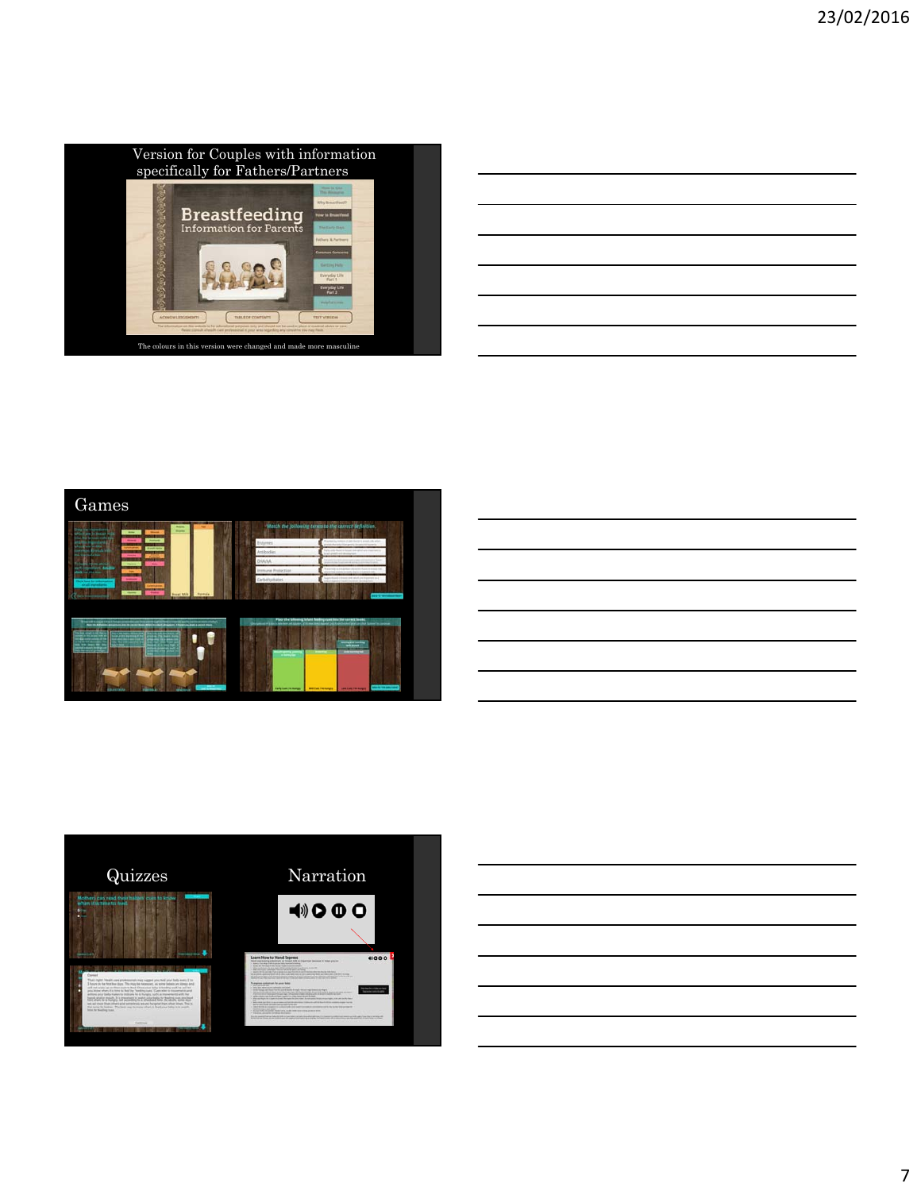## Version for Couples with information specifically for Fathers/Partners

Breastfeeding Information for Parents

The colours in this version were changed and made more masculine

## Games

## Quizzes

## Narration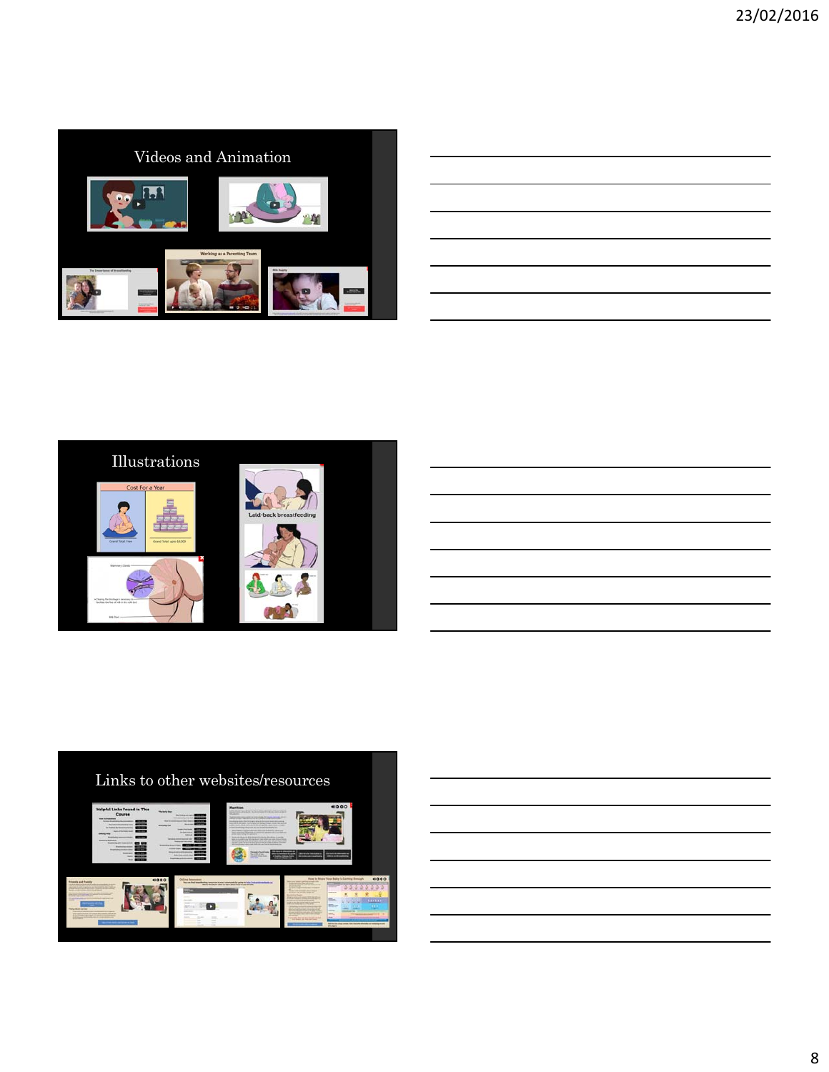## Videos and Animation

## Illustrations

## Links to other websites/resources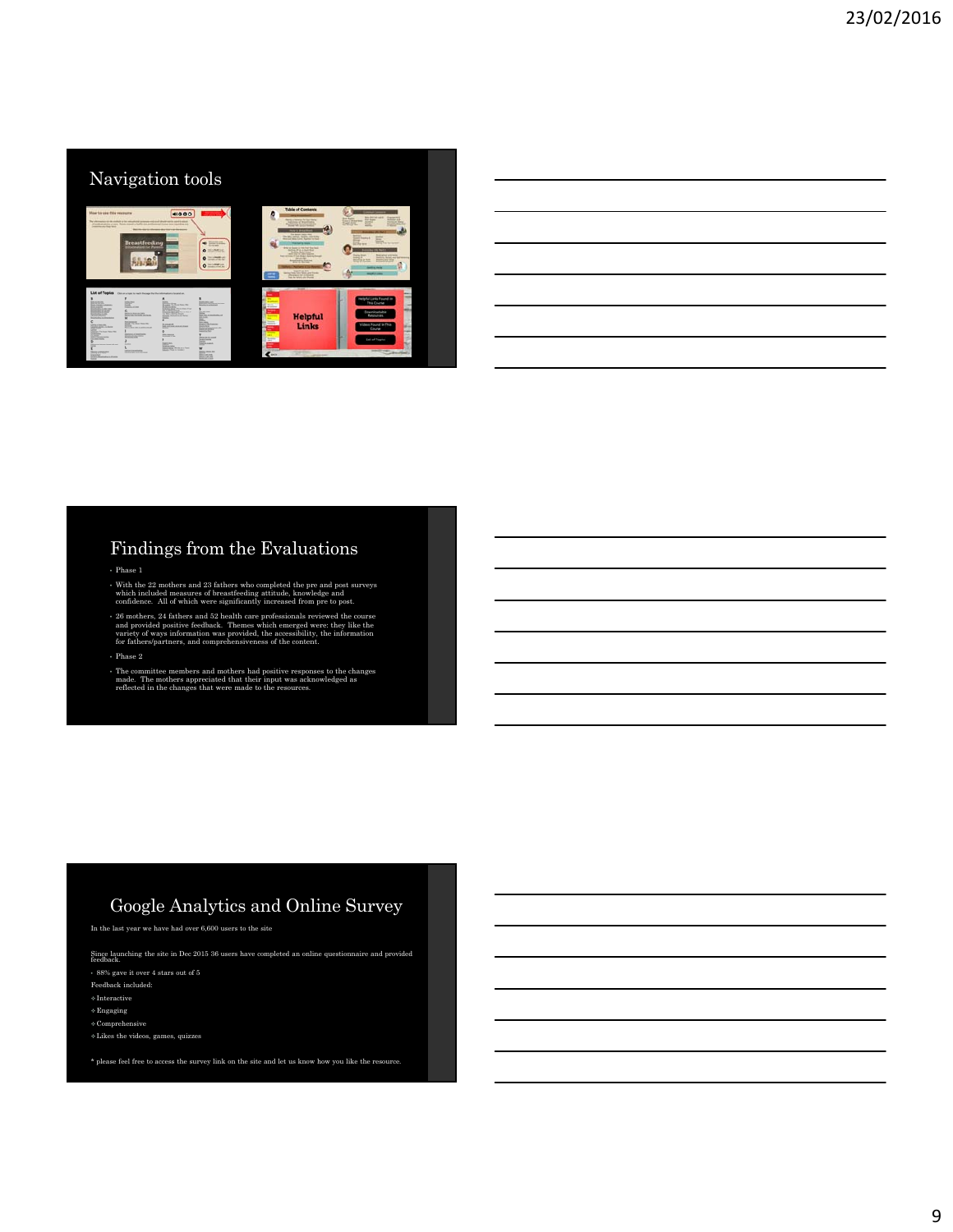## Navigation tools

## Findings from the Evaluations

- Phase 1
- With the 22 mothers and 23 fathers who completed the pre and post surveys which included measures of breastfeeding attitude, knowledge and confidence. All of which were significantly increased from pre to post.
- 26 mothers, 24 fathers and 52 health care professionals reviewed the course and provided positive feedback. Themes which emerged were: they like the variety of ways information was provided, the accessibility, the information for fathers/partners, and comprehensiveness of the content.
- Phase 2
- The committee members and mothers had positive responses to the changes made. The mothers appreciated that their input was acknowledged as reflected in the changes that were made to the resources.

## Google Analytics and Online Survey

In the last year we have had over 6,600 users to the site

Since launching the site in Dec 2015 36 users have completed an online questionnaire and provided feedback.

- 88% gave it over 4 stars out of 5

Feedback included:

- Interactive
- Engaging
- Comprehensive
- Likes the videos, games, quizzes

* please feel free to access the survey link on the site and let us know how you like the resource.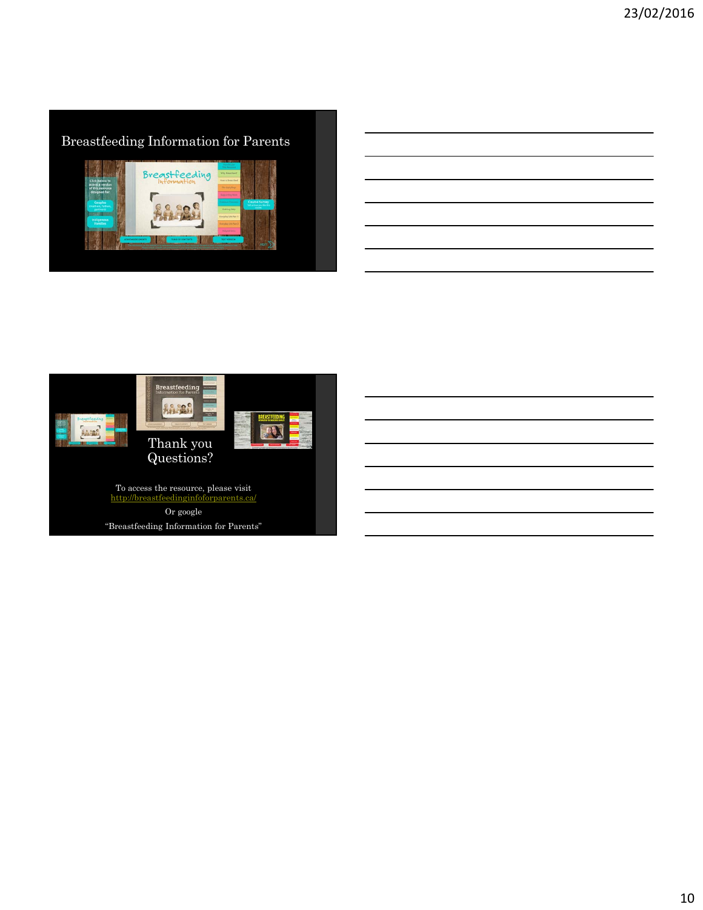## Breastfeeding Information for Parents

Thank you
Questions?

To access the resource, please visit
http://breastfeedinginfoforparents.ca/

Or google

"Breastfeeding Information for Parents"